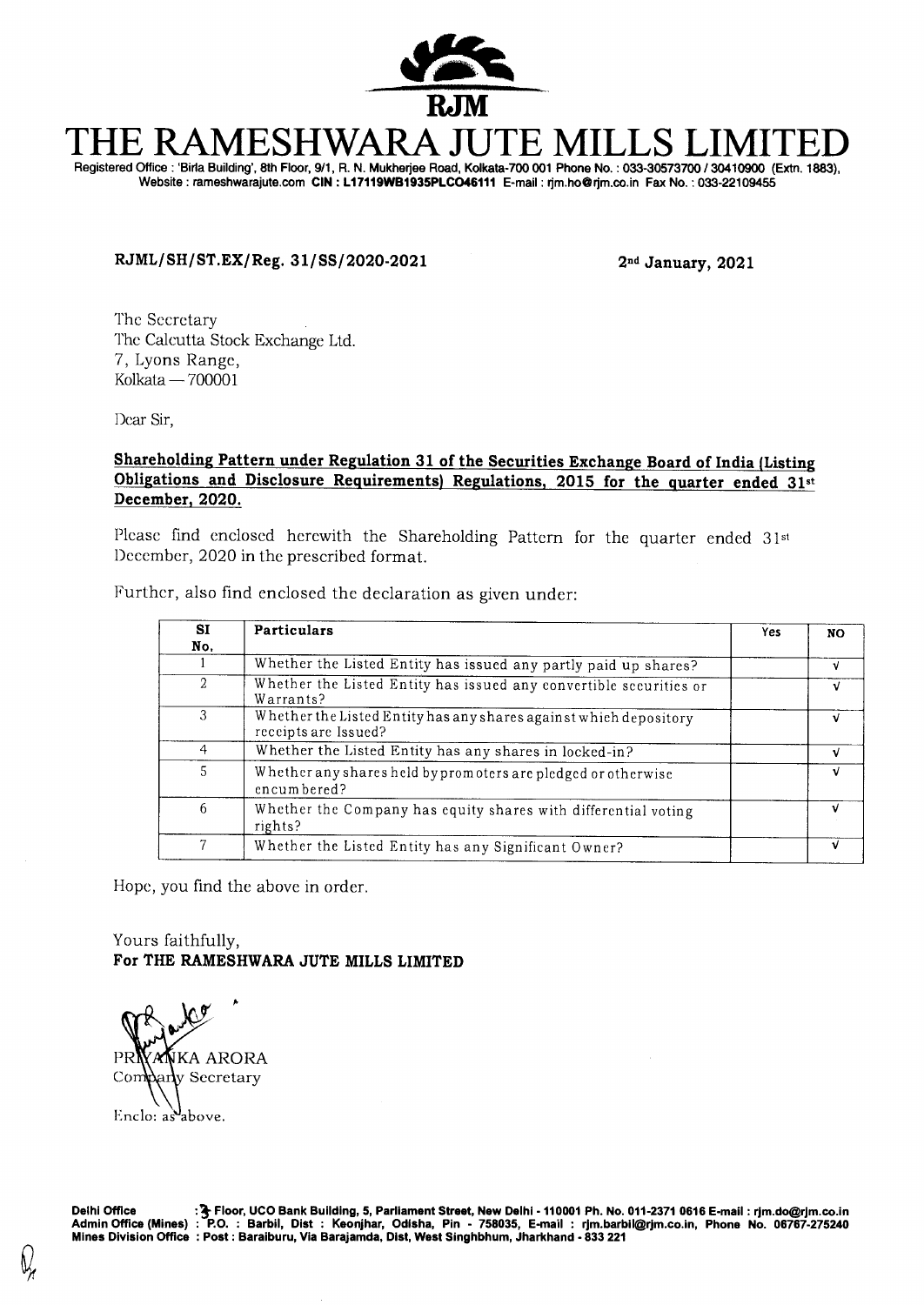RJM

# THE RAMESHWARA JUTE MILLS LIMITED

Registered Office : 'Birla Building', 8th Floor, 9/1, R. N. Mukherjee Road, Kolkata-700 001 Phone No. : 033-30573700 / 30410900 (Extn. 1883), Website : rameshwarajute.com **CIN : L17119WB1935PLC046111** E-mail : rjm.ho@rjm.co.in Fax No. : 033-22109455

**RJML/SH/ST.EX/Reg. 31/SS/2020-2021** **2nd January, 2021**

The Secretary
The Calcutta Stock Exchange Ltd.
7, Lyons Range,
Kolkata — 700001

Dear Sir,

**Shareholding Pattern under Regulation 31 of the Securities Exchange Board of India (Listing Obligations and Disclosure Requirements) Regulations, 2015 for the quarter ended 31st December, 2020.**

Please find enclosed herewith the Shareholding Pattern for the quarter ended 31st December, 2020 in the prescribed format.

Further, also find enclosed the declaration as given under:

| SI No. | Particulars | Yes | NO |
|---|---|---|---|
| 1 | Whether the Listed Entity has issued any partly paid up shares? | | √ |
| 2 | Whether the Listed Entity has issued any convertible securities or Warrants? | | √ |
| 3 | Whether the Listed Entity has any shares against which depository receipts are Issued? | | √ |
| 4 | Whether the Listed Entity has any shares in locked-in? | | √ |
| 5 | Whether any shares held by promoters are pledged or otherwise encumbered? | | √ |
| 6 | Whether the Company has equity shares with differential voting rights? | | √ |
| 7 | Whether the Listed Entity has any Significant Owner? | | √ |

Hope, you find the above in order.

Yours faithfully,
**For THE RAMESHWARA JUTE MILLS LIMITED**

PRIYANKA ARORA
Company Secretary

Enclo: as above.

**Delhi Office** : 3 Floor, UCO Bank Building, 5, Parliament Street, New Delhi - 110001 Ph. No. 011-2371 0616 E-mail : rjm.do@rjm.co.in
**Admin Office (Mines)** : P.O. : Barbil, Dist : Keonjhar, Odisha, Pin - 758035, E-mail : rjm.barbil@rjm.co.in, Phone No. 06767-275240
**Mines Division Office** : Post : Baraiburu, Via Barajamda, Dist, West Singhbhum, Jharkhand - 833 221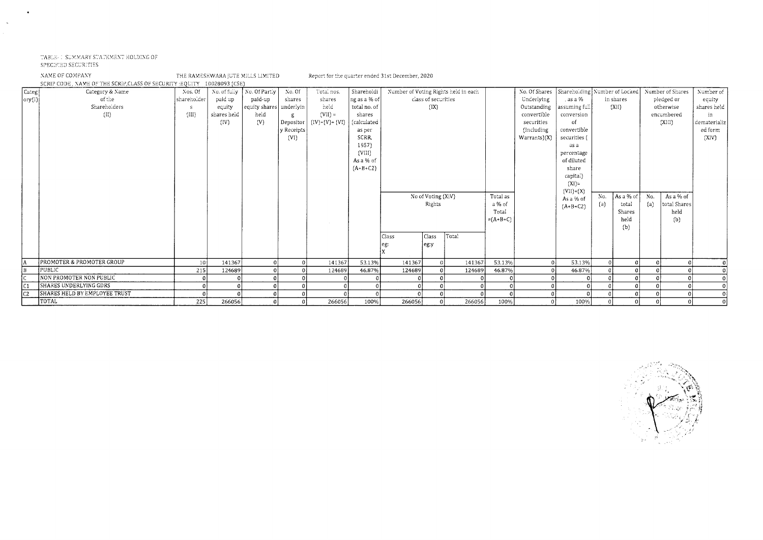TABLE- I SUMMARY STATEMENT HOLDING OF SPECIFIED SECURITIES

NAME OF COMPANY THE RAMESHWARA JUTE MILLS LIMITED Report for the quarter ended 31st December, 2020

SCRIP CODE , NAME OF THE SCRIP,CLASS OF SECURITY :EQUITY 10028093 (CSE)

| Category (I) | Category & Name of the Shareholders (II) | Nos. Of shareholders (III) | No. of fully paid up equity shares held (IV) | No. Of Partly paid-up equity shares held (V) | No. Of shares underlying Depository Receipts (VI) | Total nos. shares held (VII) = (IV)+(V)+ (VI) | Shareholding as a % of total no. of shares (calculated as per SCRR, 1957) (VIII) As a % of (A+B+C2) | Number of Voting Rights held in each class of securities (IX) | | | | No. Of Shares Underlying Outstanding convertible securities (Including Warrants)(X) | Shareholding , as a % assuming full conversion of convertible securities ( as a percentage of diluted share capital) (XI)= (VII)+(X) As a % of (A+B+C2) | Number of Locked in shares (XII) | | Number of Shares pledged or otherwise encumbered (XIII) | | Number of equity shares held in dematerialized form (XIV) |
|---|---|---|---|---|---|---|---|---|---|---|---|---|---|---|---|---|---|---|
| | | | | | | | | No of Voting (XIV) Rights | | | Total as a % of Total =(A+B+C) | | | No. (a) | As a % of total Shares held (b) | No. (a) | As a % of total Shares held (b) | |
| | | | | | | | | Class eg: X | Class eg:y | Total | | | | | | | | |
| A | PROMOTER & PROMOTER GROUP | 10 | 141367 | 0 | 0 | 141367 | 53.13% | 141367 | 0 | 141367 | 53.13% | 0 | 53.13% | 0 | 0 | 0 | 0 | 0 |
| B | PUBLIC | 215 | 124689 | 0 | 0 | 124689 | 46.87% | 124689 | 0 | 124689 | 46.87% | 0 | 46.87% | 0 | 0 | 0 | 0 | 0 |
| C | NON PROMOTER NON PUBLIC | 0 | 0 | 0 | 0 | 0 | 0 | 0 | 0 | 0 | 0 | 0 | 0 | 0 | 0 | 0 | 0 | 0 |
| C1 | SHARES UNDERLYING GDRS | 0 | 0 | 0 | 0 | 0 | 0 | 0 | 0 | 0 | 0 | 0 | 0 | 0 | 0 | 0 | 0 | 0 |
| C2 | SHARES HELD BY EMPLOYEE TRUST | 0 | 0 | 0 | 0 | 0 | 0 | 0 | 0 | 0 | 0 | 0 | 0 | 0 | 0 | 0 | 0 | 0 |
| | TOTAL | 225 | 266056 | 0 | 0 | 266056 | 100% | 266056 | 0 | 266056 | 100% | 0 | 100% | 0 | 0 | 0 | 0 | 0 |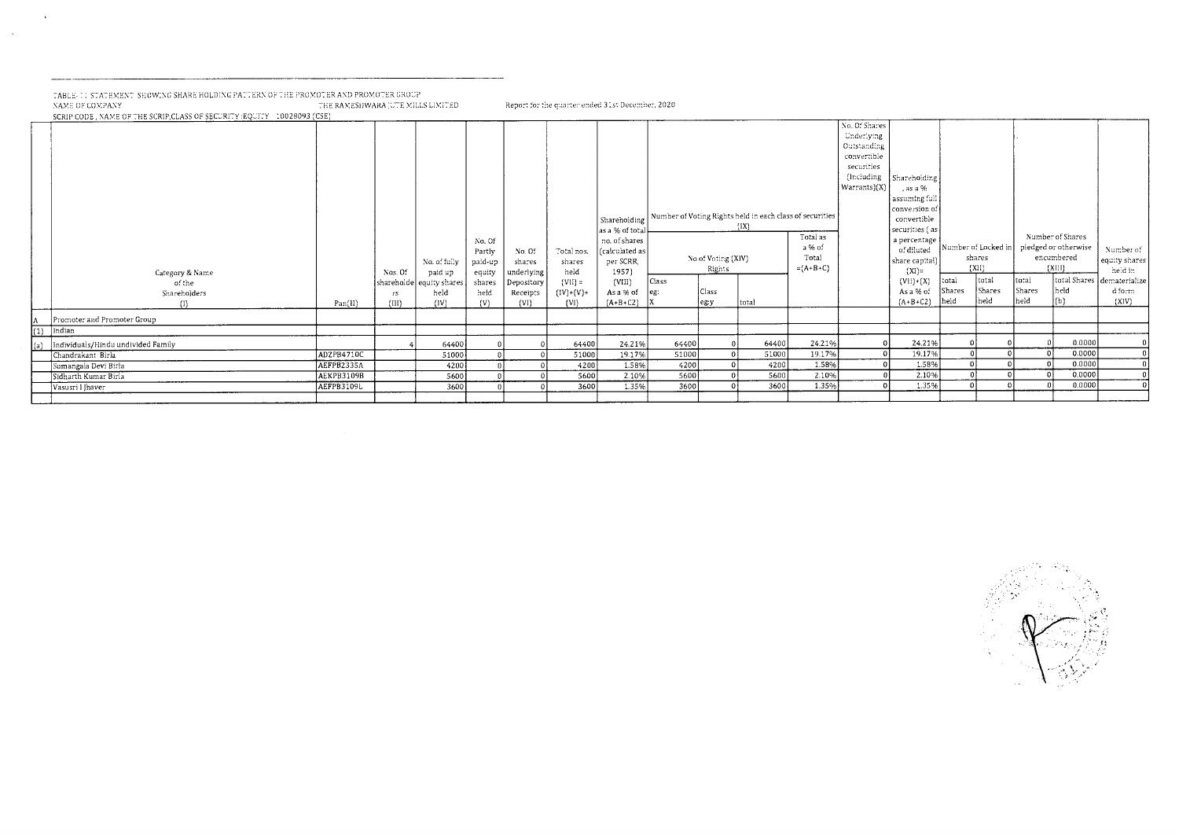TABLE- II STATEMENT SHOWING SHARE HOLDING PATTERN OF THE PROMOTER AND PROMOTER GROUP

NAME OF COMPANY THE RAMESHWARA JUTE MILLS LIMITED

Report for the quarter ended 31st December, 2020

SCRIP CODE , NAME OF THE SCRIP,CLASS OF SECURITY :EQUITY 10028093 (CSE)

| | Category & Name of the Shareholders (I) | Pan(II) | Nos. Of shareholders (III) | No. of fully paid up equity shares held (IV) | No. Of Partly paid-up equity shares held (V) | No. Of shares underlying Depository Receipts (VI) | Total nos. shares held (VII) = (IV)+(V)+ (VI) | Shareholding as a % of total no. of shares (calculated as per SCRR, 1957) (VIII) As a % of (A+B+C2) | Number of Voting Rights held in each class of securities (IX) | | | | No. Of Shares Underlying Outstanding convertible securities (Including Warrants)(X) | Shareholding , as a % assuming full conversion of convertible securities ( as a percentage of diluted share capital) (XI)= (VII)+(X) As a % of (A+B+C2) | Number of Locked in shares (XII) | | Number of Shares pledged or otherwise encumbered (XIII) | | Number of equity shares held in dematerialized form (XIV) |
|---|---|---|---|---|---|---|---|---|---|---|---|---|---|---|---|---|---|---|---|
| | | | | | | | | | No of Voting (XIV) Rights | | | Total as a % of Total =(A+B+C) | | | | | | | |
| | | | | | | | | | Class eg: X | Class eg:y | total | | | | total Shares held | total Shares held | total Shares held | total Shares held (b) | |
| A | Promoter and Promoter Group | | | | | | | | | | | | | | | | | | |
| (1) | Indian | | | | | | | | | | | | | | | | | | |
| (a) | Individuals/Hindu undivided Family | | 4 | 64400 | 0 | 0 | 64400 | 24.21% | 64400 | 0 | 64400 | 24.21% | 0 | 24.21% | 0 | 0 | 0 | 0.0000 | 0 |
| | Chandrakant Birla | ADZPB4710C | | 51000 | 0 | 0 | 51000 | 19.17% | 51000 | 0 | 51000 | 19.17% | 0 | 19.17% | 0 | 0 | 0 | 0.0000 | 0 |
| | Sumangala Devi Birla | AEFPB2335A | | 4200 | 0 | 0 | 4200 | 1.58% | 4200 | 0 | 4200 | 1.58% | 0 | 1.58% | 0 | 0 | 0 | 0.0000 | 0 |
| | Sidharth Kumar Birla | AEKPB3109B | | 5600 | 0 | 0 | 5600 | 2.10% | 5600 | 0 | 5600 | 2.10% | 0 | 2.10% | 0 | 0 | 0 | 0.0000 | 0 |
| | Vasusri I Jhaver | AEFPB3109L | | 3600 | 0 | 0 | 3600 | 1.35% | 3600 | 0 | 3600 | 1.35% | 0 | 1.35% | 0 | 0 | 0 | 0.0000 | 0 |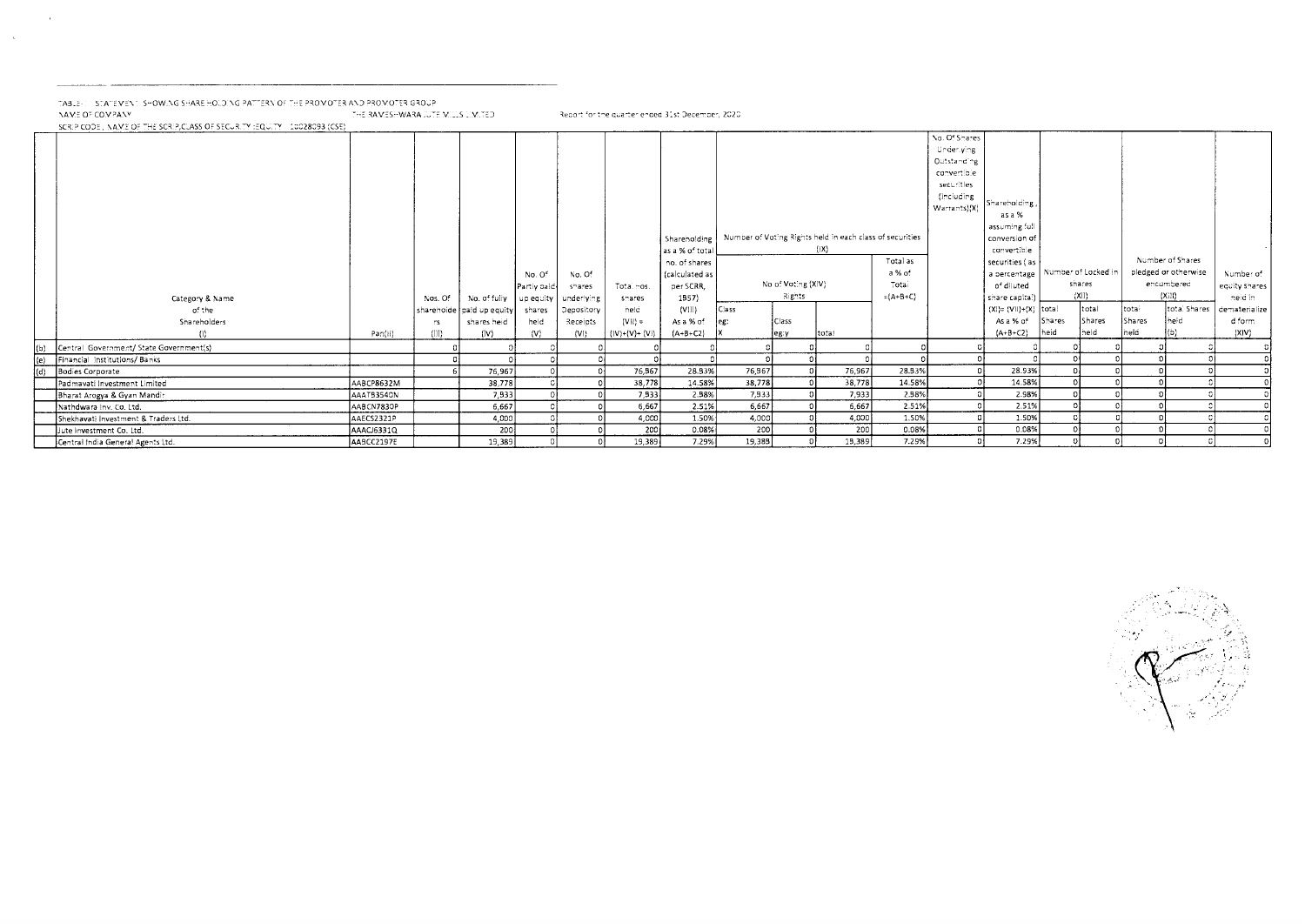TABLE - STATEMENT SHOWING SHARE HOLDING PATTERN OF THE PROMOTER AND PROMOTER GROUP

NAME OF COMPANY: THE RAMESHWARA JUTE MILLS LIMITED — Report for the quarter ended 31st December, 2020

SCRIP CODE, NAME OF THE SCRIP,CLASS OF SECURITY :EQUITY 10028093 (CSE)

| | Category & Name of the Shareholders (I) | Pan(II) | Nos. Of shareholders (III) | No. of fully paid up equity shares held (IV) | No. Of Partly paid-up equity shares held (V) | No. Of shares underlying Depository Receipts (VI) | Total nos. shares held (VII) = (IV)+(V)+ (VI) | Shareholding as a % of total no. of shares (calculated as per SCRR, 1957) (VIII) As a % of (A+B+C2) | Number of Voting Rights held in each class of securities (IX) | | | | No. Of Shares Underlying Outstanding convertible securities (including Warrants)(X) | Shareholding , as a % assuming full conversion of convertible securities ( as a percentage of diluted share capital) (XI)= (VII)+(X) As a % of (A+B+C2) | Number of Locked in shares (XII) | | Number of Shares pledged or otherwise encumbered (XIII) | | Number of equity shares held in dematerialized form (XIV) |
|---|---|---|---|---|---|---|---|---|---|---|---|---|---|---|---|---|---|---|---|
| | | | | | | | | | No of Voting (XIV) Rights | | | Total as a % of Total =(A+B+C) | | | | | | | |
| | | | | | | | | | Class eg: X | Class eg:y | total | | | | total Shares held | total Shares held | total Shares held | total Shares held (b) | |
| (b) | Central Government/ State Government(s) | | 0 | 0 | 0 | 0 | 0 | 0 | 0 | 0 | 0 | 0 | 0 | 0 | 0 | 0 | 0 | 0 | 0 |
| (e) | Financial Institutions/ Banks | | 0 | 0 | 0 | 0 | 0 | 0 | 0 | 0 | 0 | 0 | 0 | 0 | 0 | 0 | 0 | 0 | 0 |
| (d) | Bodies Corporate | | 6 | 76,967 | 0 | 0 | 76,967 | 28.93% | 76,967 | 0 | 76,967 | 28.93% | 0 | 28.93% | 0 | 0 | 0 | 0 | 0 |
| | Padmavati Investment Limited | AABCP8632M | | 38,778 | 0 | 0 | 38,778 | 14.58% | 38,778 | 0 | 38,778 | 14.58% | 0 | 14.58% | 0 | 0 | 0 | 0 | 0 |
| | Bharat Arogya & Gyan Mandir | AAATB3540N | | 7,933 | 0 | 0 | 7,933 | 2.98% | 7,933 | 0 | 7,933 | 2.98% | 0 | 2.98% | 0 | 0 | 0 | 0 | 0 |
| | Nathdwara Inv. Co. Ltd. | AABCN7830P | | 6,667 | 0 | 0 | 6,667 | 2.51% | 6,667 | 0 | 6,667 | 2.51% | 0 | 2.51% | 0 | 0 | 0 | 0 | 0 |
| | Shekhavati Investment & Traders Ltd. | AAECS2321P | | 4,000 | 0 | 0 | 4,000 | 1.50% | 4,000 | 0 | 4,000 | 1.50% | 0 | 1.50% | 0 | 0 | 0 | 0 | 0 |
| | Jute Investment Co. Ltd. | AAACJ6331Q | | 200 | 0 | 0 | 200 | 0.08% | 200 | 0 | 200 | 0.08% | 0 | 0.08% | 0 | 0 | 0 | 0 | 0 |
| | Central India General Agents Ltd. | AABCC2197E | | 19,389 | 0 | 0 | 19,389 | 7.29% | 19,389 | 0 | 19,389 | 7.29% | 0 | 7.29% | 0 | 0 | 0 | 0 | 0 |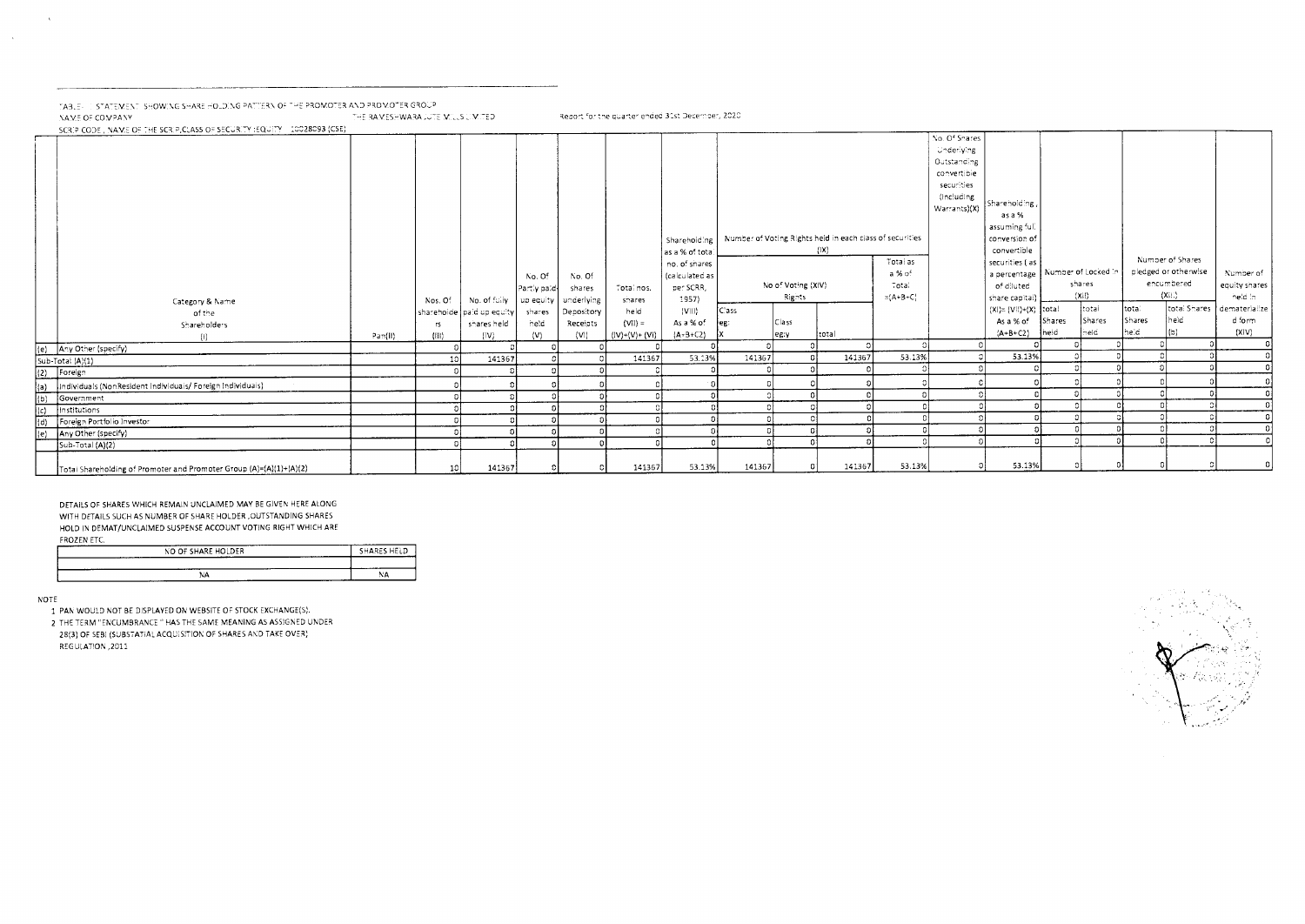TABLE - STATEMENT SHOWING SHARE HOLDING PATTERN OF THE PROMOTER AND PROMOTER GROUP

NAME OF COMPANY THE RAMESHWARA JUTE MILLS LIMITED Report for the quarter ended 31st December, 2020

SCRIP CODE , NAME OF THE SCRIP,CLASS OF SECURITY :EQUITY 10028093 (CSE)

| | Category & Name of the Shareholders (I) | Pan(II) | Nos. Of shareholders (III) | No. of fully paid up equity shares held (IV) | No. Of Partly paid-up equity shares held (V) | No. Of shares underlying Depository Receipts (VI) | Total nos. shares held (VII) = (IV)+(V)+(VI) | Shareholding as a % of total no. of shares (calculated as per SCRR, 1957) (VIII) As a % of (A+B+C2) | Number of Voting Rights held in each class of securities (IX) No of Voting (XIV) Rights Class eg: X | Class eg:y | total | Total as a % of Total =(A+B+C) | No. Of Shares Underlying Outstanding convertible securities (Including Warrants)(X) | Shareholding , as a % assuming full conversion of convertible securities ( as a percentage of diluted share capital) (XI)= (VII)+(X) As a % of (A+B+C2) | Number of Locked in shares (XII) total Shares held | total Shares held | Number of Shares pledged or otherwise encumbered (XIII) total Shares held | total Shares held (b) | Number of equity shares held in dematerialized form (XIV) |
|---|---|---|---|---|---|---|---|---|---|---|---|---|---|---|---|---|---|---|---|
| (e) | Any Other (specify) | | 0 | 0 | 0 | 0 | 0 | 0 | 0 | 0 | 0 | 0 | 0 | 0 | 0 | 0 | 0 | 0 | 0 |
| | Sub-Total (A)(1) | | 10 | 141367 | 0 | 0 | 141367 | 53.13% | 141367 | 0 | 141367 | 53.13% | 0 | 53.13% | 0 | 0 | 0 | 0 | 0 |
| (2) | Foreign | | 0 | 0 | 0 | 0 | 0 | 0 | 0 | 0 | 0 | 0 | 0 | 0 | 0 | 0 | 0 | 0 | 0 |
| (a) | Individuals (NonResident Individuals/ Foreign Individuals) | | 0 | 0 | 0 | 0 | 0 | 0 | 0 | 0 | 0 | 0 | 0 | 0 | 0 | 0 | 0 | 0 | 0 |
| (b) | Government | | 0 | 0 | 0 | 0 | 0 | 0 | 0 | 0 | 0 | 0 | 0 | 0 | 0 | 0 | 0 | 0 | 0 |
| (c) | Institutions | | 0 | 0 | 0 | 0 | 0 | 0 | 0 | 0 | 0 | 0 | 0 | 0 | 0 | 0 | 0 | 0 | 0 |
| (d) | Foreign Portfolio Investor | | 0 | 0 | 0 | 0 | 0 | 0 | 0 | 0 | 0 | 0 | 0 | 0 | 0 | 0 | 0 | 0 | 0 |
| (e) | Any Other (specify) | | 0 | 0 | 0 | 0 | 0 | 0 | 0 | 0 | 0 | 0 | 0 | 0 | 0 | 0 | 0 | 0 | 0 |
| | Sub-Total (A)(2) | | 0 | 0 | 0 | 0 | 0 | 0 | 0 | 0 | 0 | 0 | 0 | 0 | 0 | 0 | 0 | 0 | 0 |
| | Total Shareholding of Promoter and Promoter Group (A)=(A)(1)+(A)(2) | | 10 | 141367 | 0 | 0 | 141367 | 53.13% | 141367 | 0 | 141367 | 53.13% | 0 | 53.13% | 0 | 0 | 0 | 0 | 0 |

DETAILS OF SHARES WHICH REMAIN UNCLAIMED MAY BE GIVEN HERE ALONG WITH DETAILS SUCH AS NUMBER OF SHARE HOLDER ,OUTSTANDING SHARES HOLD IN DEMAT/UNCLAIMED SUSPENSE ACCOUNT VOTING RIGHT WHICH ARE FROZEN ETC.

| NO OF SHARE HOLDER | SHARES HELD |
|---|---|
| | |
| NA | NA |

NOTE

1 PAN WOULD NOT BE DISPLAYED ON WEBSITE OF STOCK EXCHANGE(S).

2 THE TERM "ENCUMBRANCE " HAS THE SAME MEANING AS ASSIGNED UNDER 28(3) OF SEBI (SUBSTATIAL ACQUISITION OF SHARES AND TAKE OVER) REGULATION ,2011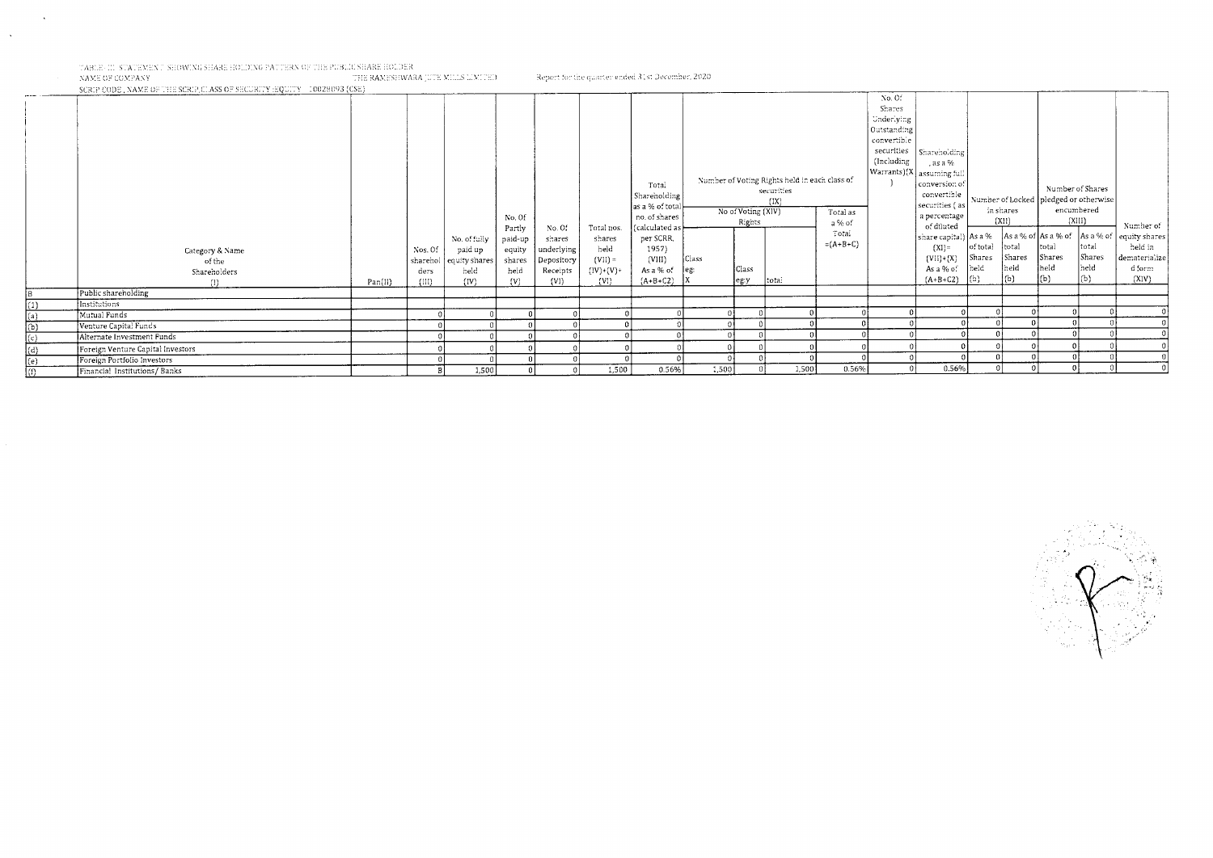TABLE III STATEMENT SHOWING SHARE HOLDING PATTERN OF THE PUBLIC SHARE HOLDER

NAME OF COMPANY THE RAMESHWARA JUTE MILLS LIMITED Report for the quarter ended 31st December, 2020

SCRIP CODE , NAME OF THE SCRIP,CLASS OF SECURITY :EQUITY 10029093 (CSE)

| | Category & Name of the Shareholders (I) | Pan(II) | Nos. Of shareholders (III) | No. of fully paid up equity shares held (IV) | No. Of Partly paid-up equity shares held (V) | No. Of shares underlying Depository Receipts (VI) | Total nos. shares held (VII) = (IV)+(V)+(VI) | Total Shareholding as a % of total no. of shares (calculated as per SCRR, 1957) (VIII) As a % of (A+B+C2) | Number of Voting Rights held in each class of securities (IX) | | | | No. Of Shares Underlying Outstanding convertible securities (Including Warrants)(X) | Shareholding , as a % assuming full conversion of convertible securities ( as a percentage of diluted share capital) (XI)= (VII)+(X) As a % of (A+B+C2) | Number of Locked in shares (XII) | | Number of Shares pledged or otherwise encumbered (XIII) | | Number of equity shares held in dematerialized form (XIV) |
|---|---|---|---|---|---|---|---|---|---|---|---|---|---|---|---|---|---|---|---|
| | | | | | | | | | No of Voting (XIV) Rights | | | Total as a % of Total =(A+B+C) | | | | | | | |
| | | | | | | | | | Class eg: X | Class eg:y | total | | | | As a % of total Shares held (b) | As a % of total Shares held (b) | As a % of total Shares held (b) | As a % of total Shares held (b) | |
| B | Public shareholding | | | | | | | | | | | | | | | | | | |
| (1) | Institutions | | | | | | | | | | | | | | | | | | |
| (a) | Mutual Funds | | 0 | 0 | 0 | 0 | 0 | 0 | 0 | 0 | 0 | 0 | 0 | 0 | 0 | 0 | 0 | 0 | 0 |
| (b) | Venture Capital Funds | | 0 | 0 | 0 | 0 | 0 | 0 | 0 | 0 | 0 | 0 | 0 | 0 | 0 | 0 | 0 | 0 | 0 |
| (c) | Alternate Investment Funds | | 0 | 0 | 0 | 0 | 0 | 0 | 0 | 0 | 0 | 0 | 0 | 0 | 0 | 0 | 0 | 0 | 0 |
| (d) | Foreign Venture Capital Investors | | 0 | 0 | 0 | 0 | 0 | 0 | 0 | 0 | 0 | 0 | 0 | 0 | 0 | 0 | 0 | 0 | 0 |
| (e) | Foreign Portfolio Investors | | 0 | 0 | 0 | 0 | 0 | 0 | 0 | 0 | 0 | 0 | 0 | 0 | 0 | 0 | 0 | 0 | 0 |
| (f) | Financial Institutions/ Banks | | 8 | 1,500 | 0 | 0 | 1,500 | 0.56% | 1,500 | 0 | 1,500 | 0.56% | 0 | 0.56% | 0 | 0 | 0 | 0 | 0 |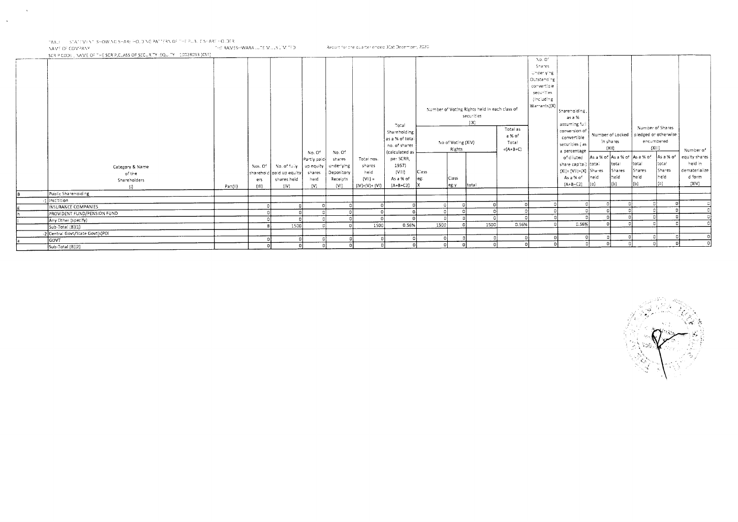TABLE - STATEMENT SHOWING SHAREHOLDING PATTERN OF THE PUBLIC SHAREHOLDER

NAME OF COMPANY THE RAMESHWARA JUTE MILLS LIMITED Report for the quarter ended 31st December, 2020

SCRIP CODE , NAME OF THE SCRIP,CLASS OF SECURITY (EQUITY : 10028093 (CSE)

| | Category & Name of the Shareholders (I) | Pan(II) | Nos. Of shareholders (III) | No. of fully paid up equity shares held (IV) | No. Of Partly paid-up equity shares held (V) | No. Of shares underlying Depository Receipts (VI) | Total nos. shares held (VII) = (IV)+(V)+ (VI) | Total Shareholding as a % of total no. of shares (calculated as per SCRR, 1957) (VIII) As a % of (A+B+C2) | Number of Voting Rights held in each class of securities (IX) | | | | No. Of Shares Underlying Outstanding convertible securities (Including Warrants)(X) | Shareholding , as a % assuming full conversion of convertible securities ( as a percentage of diluted share capital) (XI)= (VII)+(X) As a % of (A+B+C2) | Number of Locked in shares (XII) | | Number of Shares pledged or otherwise encumbered (XIII) | | Number of equity shares held in dematerialized form (XIV) |
|---|---|---|---|---|---|---|---|---|---|---|---|---|---|---|---|---|---|---|---|
| | | | | | | | | | No of Voting (XIV) Rights | | | Total as a % of Total =(A+B+C) | | | | | | | |
| | | | | | | | | | Class X | Class eg: y | total | | | | total Shares held (a) | As a % of total Shares held (b) | total Shares held (b) | As a % of total Shares held (a) | |
| B | Public Shareholding | | | | | | | | | | | | | | | | | | |
| -1 | Institition | | | | | | | | | | | | | | | | | | |
| g | INSURANCE COMPANIES | | 0 | 0 | 0 | 0 | 0 | 0 | 0 | 0 | 0 | 0 | 0 | 0 | 0 | 0 | 0 | 0 | 0 |
| h | PROVIDENT FUND/PENSION FUND | | 0 | 0 | 0 | 0 | 0 | 0 | 0 | 0 | 0 | 0 | 0 | 0 | 0 | 0 | 0 | 0 | 0 |
| i | Any Other (specify) | | 0 | 0 | 0 | 0 | 0 | 0 | 0 | 0 | 0 | 0 | 0 | 0 | 0 | 0 | 0 | 0 | 0 |
| | Sub-Total (B)(1) | | 8 | 1500 | 0 | 0 | 1500 | 0.56% | 1500 | 0 | 1500 | 0.56% | 0 | 0.56% | 0 | 0 | 0 | 0 | 0 |
| -2 | Central Govt/State Govt(s)POI | | | | | | | | | | | | | | | | | | |
| a | GOVT | | 0 | 0 | 0 | 0 | 0 | 0 | 0 | 0 | 0 | 0 | 0 | 0 | 0 | 0 | 0 | 0 | 0 |
| | Sub-Total (B)(2) | | 0 | 0 | 0 | 0 | 0 | 0 | 0 | 0 | 0 | 0 | 0 | 0 | 0 | 0 | 0 | 0 | 0 |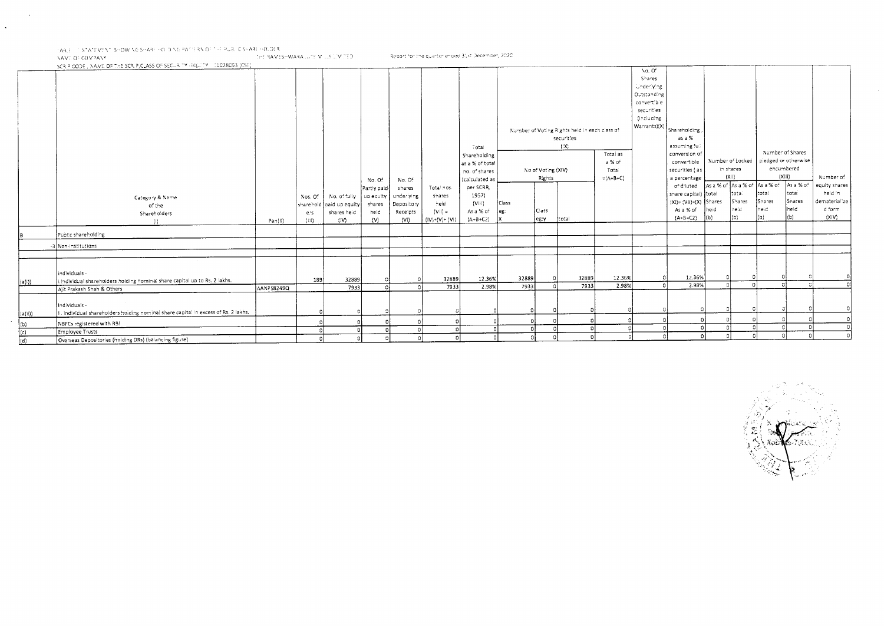TABLE III STATEMENT SHOWING SHAREHOLDING PATTERN OF THE PUBLIC SHAREHOLDER

NAME OF COMPANY: THE RAMESHWARA JUTE MILLS LIMITED — Report for the quarter ended 31st December, 2020

SCRIP CODE, NAME OF THE SCRIP, CLASS OF SECURITY: EQUITY 10028093 (CSE)

| | Category & Name of the Shareholders (I) | Pan(II) | Nos. Of shareholders (III) | No. of fully paid up equity shares held (IV) | No. Of Partly paid up equity shares held (V) | No. Of shares underlying Depository Receipts (VI) | Total nos. shares held (VII) = (IV)+(V)+(VI) | Total Shareholding as a % of total no. of shares (calculated as per SCRR, 1957) (VIII) As a % of (A+B+C2) | Number of Voting Rights held in each class of securities (IX) | | | | No. Of Shares Underlying Outstanding convertible securities (Including Warrants)(X) | Shareholding, as a % assuming full conversion of convertible securities (as a percentage of diluted share capital) (XI)=(VII)+(X) As a % of (A+B+C2) | Number of Locked in shares (XII) | | Number of Shares pledged or otherwise encumbered (XIII) | | Number of equity shares held in dematerialized form (XIV) |
|---|---|---|---|---|---|---|---|---|---|---|---|---|---|---|---|---|---|---|---|
| | | | | | | | | | No of Voting (XIV) Rights | | | Total as a % of Total (A+B+C) | | | | | | | |
| | | | | | | | | | Class eg: X | Class eg:y | total | | | | As a % of total Shares held (b) | As a % of total Shares held (b) | As a % of total Shares held (a) | As a % of total Shares held (b) | |
| B | Public shareholding | | | | | | | | | | | | | | | | | | |
| -3 | Non-institutions | | | | | | | | | | | | | | | | | | |
| (a(i)) | Individuals - i.Individual shareholders holding nominal share capital up to Rs. 2 lakhs. | | 188 | 32889 | 0 | 0 | 32889 | 12.36% | 32889 | 0 | 32889 | 12.36% | 0 | 12.36% | 0 | 0 | 0 | 0 | 0 |
| | Ajit Prakash Shah & Others | AANPS8249Q | | 7933 | 0 | 0 | 7933 | 2.98% | 7933 | 0 | 7933 | 2.98% | 0 | 2.98% | 0 | 0 | 0 | 0 | 0 |
| (a(ii)) | Individuals - ii. Individual shareholders holding nominal share capital in excess of Rs. 2 lakhs. | | 0 | 0 | 0 | 0 | 0 | 0 | 0 | 0 | 0 | 0 | 0 | 0 | 0 | 0 | 0 | 0 | 0 |
| (b) | NBFCs registered with RBI | | 0 | 0 | 0 | 0 | 0 | 0 | 0 | 0 | 0 | 0 | 0 | 0 | 0 | 0 | 0 | 0 | 0 |
| (c) | Employee Trusts | | 0 | 0 | 0 | 0 | 0 | 0 | 0 | 0 | 0 | 0 | 0 | 0 | 0 | 0 | 0 | 0 | 0 |
| (d) | Overseas Depositories (holding DRs) (balancing figure) | | 0 | 0 | 0 | 0 | 0 | 0 | 0 | 0 | 0 | 0 | 0 | 0 | 0 | 0 | 0 | 0 | 0 |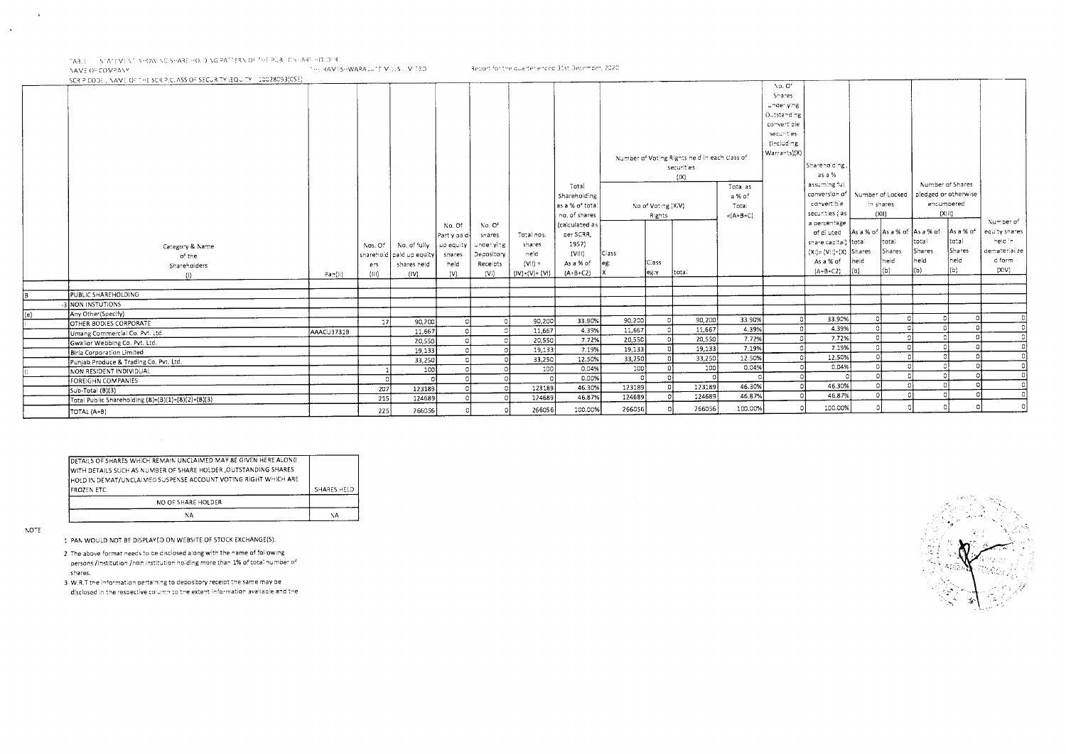TABLE - STATEMENT SHOWING SHAREHOLDING PATTERN OF THE PUBLIC SHAREHOLDER

NAME OF COMPANY : THE RAMESHWARA JUTE MILLS LIMITED — Report for the quarter ended 31st December, 2020

SCRIP CODE , NAME OF THE SCRIP,CLASS OF SECURITY:EQUITY : 10028093(CSE)

| | Category & Name of the Shareholders (I) | Pan(II) | Nos. Of shareholders (III) | No. of fully paid up equity shares held (IV) | No. Of Partly paid-up equity shares held (V) | No. Of shares underlying Depository Receipts (VI) | Total nos. shares held (VII) = (IV)+(V)+(VI) | Total Shareholding as a % of total no. of shares (calculated as per SCRR, 1957) (VIII) As a % of (A+B+C2) | Number of Voting Rights held in each class of securities (IX) | | | | No. Of Shares underlying Outstanding convertible securities (including Warrants)(X) | Shareholding, as a % assuming full conversion of convertible securities (as a percentage of diluted share capital) (XI)= (VII)+(X) As a % of (A+B+C2) | Number of Locked in shares (XII) | | Number of Shares pledged or otherwise encumbered (XIII) | | Number of equity shares held in dematerialized form (XIV) |
|---|---|---|---|---|---|---|---|---|---|---|---|---|---|---|---|---|---|---|---|
| | | | | | | | | | No of Voting (XIV) Rights | | | Total as a % of Total (A+B+C) | | | | | | | |
| | | | | | | | | | Class eg: X | Class eg:y | total | | | | As a % of total Shares held (b) | As a % of total Shares held (b) | As a % of total Shares held (b) | As a % of total Shares held (b) | |
| B | PUBLIC SHAREHOLDING | | | | | | | | | | | | | | | | | | |
| -3 | NON INSTUTIONS | | | | | | | | | | | | | | | | | | |
| (e) | Any Other(Specify) | | | | | | | | | | | | | | | | | | |
| i | OTHER BODIES CORPORATE | | 17 | 90,200 | 0 | 0 | 90,200 | 33.90% | 90,200 | 0 | 90,200 | 33.90% | 0 | 33.90% | 0 | 0 | 0 | 0 | 0 |
| | Umang Commercial Co. Pvt. Ltd. | AAACU3731B | | 11,667 | 0 | 0 | 11,667 | 4.39% | 11,667 | 0 | 11,667 | 4.39% | 0 | 4.39% | 0 | 0 | 0 | 0 | 0 |
| | Gwalior Webbing Co. Pvt. Ltd. | | | 20,550 | 0 | 0 | 20,550 | 7.72% | 20,550 | 0 | 20,550 | 7.72% | 0 | 7.72% | 0 | 0 | 0 | 0 | 0 |
| | Birla Corporation Limited | | | 19,133 | 0 | 0 | 19,133 | 7.19% | 19,133 | 0 | 19,133 | 7.19% | 0 | 7.19% | 0 | 0 | 0 | 0 | 0 |
| | Punjab Produce & Trading Co. Pvt. Ltd. | | | 33,250 | 0 | 0 | 33,250 | 12.50% | 33,250 | 0 | 33,250 | 12.50% | 0 | 12.50% | 0 | 0 | 0 | 0 | 0 |
| ii | NON RESIDENT INDIVIDUAL | | 1 | 100 | 0 | 0 | 100 | 0.04% | 100 | 0 | 100 | 0.04% | 0 | 0.04% | 0 | 0 | 0 | 0 | 0 |
| | FOREIGHN COMPANIES | | 0 | 0 | 0 | 0 | 0 | 0.00% | 0 | 0 | 0 | 0 | 0 | 0 | 0 | 0 | 0 | 0 | 0 |
| | Sub-Total (B)(3) | | 207 | 123189 | 0 | 0 | 123189 | 46.30% | 123189 | 0 | 123189 | 46.30% | 0 | 46.30% | 0 | 0 | 0 | 0 | 0 |
| | Total Public Shareholding (B)=(B)(1)+(B)(2)+(B)(3) | | 215 | 124689 | 0 | 0 | 124689 | 46.87% | 124689 | 0 | 124689 | 46.87% | 0 | 46.87% | 0 | 0 | 0 | 0 | 0 |
| | TOTAL (A+B) | | 225 | 266056 | 0 | 0 | 266056 | 100.00% | 266056 | 0 | 266056 | 100.00% | 0 | 100.00% | 0 | 0 | 0 | 0 | 0 |

| DETAILS OF SHARES WHICH REMAIN UNCLAIMED MAY BE GIVEN HERE ALONG WITH DETAILS SUCH AS NUMBER OF SHARE HOLDER ,OUTSTANDING SHARES HOLD IN DEMAT/UNCLAIMED SUSPENSE ACCOUNT VOTING RIGHT WHICH ARE FROZEN ETC. | SHARES HELD |
|---|---|
| NO OF SHARE HOLDER | |
| NA | NA |

NOTE

1. PAN WOULD NOT BE DISPLAYED ON WEBSITE OF STOCK EXCHANGE(S).
2. The above format needs to be disclosed along with the name of following persons /institution /non institution holding more than 1% of total number of shares.
3. W.R.T the information pertaining to depository receipt the same may be disclosed in the respective column to the extent information available and the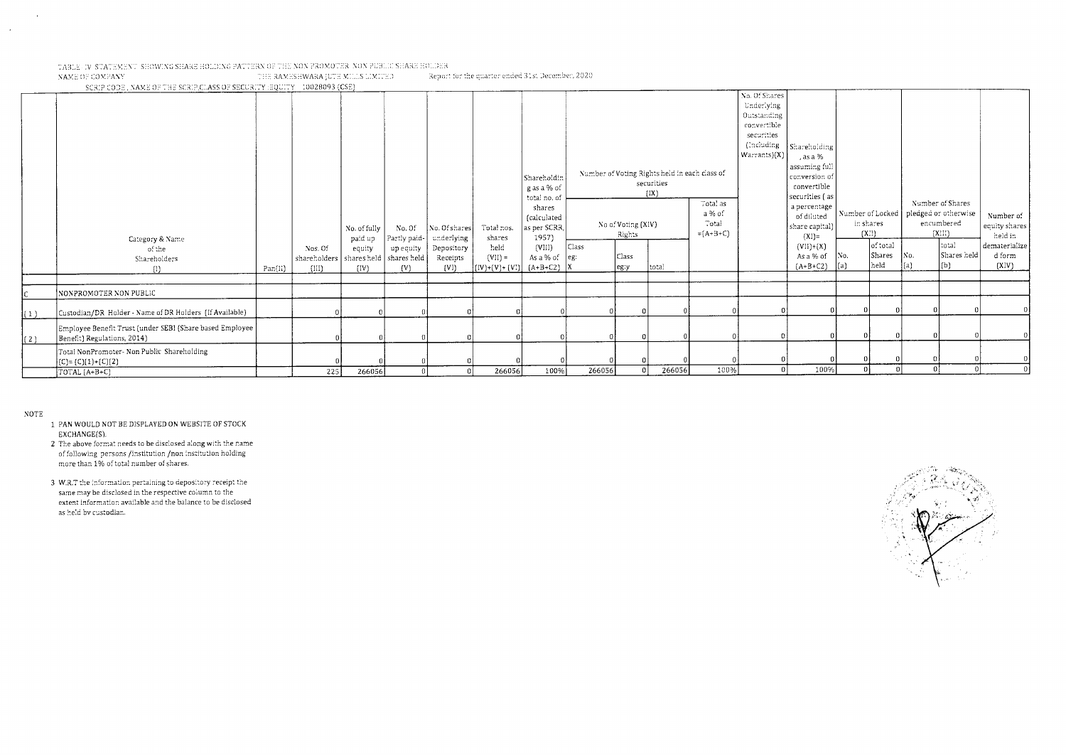TABLE IV STATEMENT SHOWING SHARE HOLDING PATTERN OF THE NON PROMOTER NON PUBLIC SHARE HOLDER

NAME OF COMPANY THE RAMESHWARA JUTE MILLS LIMITED Report for the quarter ended 31st December, 2020

SCRIP CODE, NAME OF THE SCRIP,CLASS OF SECURITY: EQUITY 10028093 (CSE)

| | Category & Name of the Shareholders (I) | Pan(II) | Nos. Of shareholders (III) | No. of fully paid up equity shares held (IV) | No. Of Partly paid-up equity shares held (V) | No. Of shares underlying Depository Receipts (VI) | Total nos. shares held (VII) = (IV)+(V)+ (VI) | Shareholding as a % of total no. of shares (calculated as per SCRR, 1957) (VIII) As a % of (A+B+C2) | Number of Voting Rights held in each class of securities (IX) | | | | No. Of Shares Underlying Outstanding convertible securities (Including Warrants)(X) | Shareholding , as a % assuming full conversion of convertible securities ( as a percentage of diluted share capital) (XI)= (VII)+(X) As a % of (A+B+C2) | Number of Locked in shares (XII) | | Number of Shares pledged or otherwise encumbered (XIII) | | Number of equity shares held in dematerialized form (XIV) |
|---|---|---|---|---|---|---|---|---|---|---|---|---|---|---|---|---|---|---|---|
| | | | | | | | | | No of Voting (XIV) Rights | | | Total as a % of Total =(A+B+C) | | | | | | | |
| | | | | | | | | | Class eg: X | Class eg:y | total | | | | No. (a) | of total Shares held | No. (a) | total Shares held (b) | |
| C | NONPROMOTER NON PUBLIC | | | | | | | | | | | | | | | | | | |
| (1) | Custodian/DR Holder - Name of DR Holders (If Available) | | 0 | 0 | 0 | 0 | 0 | 0 | 0 | 0 | 0 | 0 | 0 | 0 | 0 | 0 | 0 | 0 | 0 |
| (2) | Employee Benefit Trust (under SEBI (Share based Employee Benefit) Regulations, 2014) | | 0 | 0 | 0 | 0 | 0 | 0 | 0 | 0 | 0 | 0 | 0 | 0 | 0 | 0 | 0 | 0 | 0 |
| | Total NonPromoter- Non Public Shareholding (C)= (C)(1)+(C)(2) | | 0 | 0 | 0 | 0 | 0 | 0 | 0 | 0 | 0 | 0 | 0 | 0 | 0 | 0 | 0 | 0 | 0 |
| | TOTAL (A+B+C) | | 225 | 266056 | 0 | 0 | 266056 | 100% | 266056 | 0 | 266056 | 100% | 0 | 100% | 0 | 0 | 0 | 0 | 0 |

NOTE

1. PAN WOULD NOT BE DISPLAYED ON WEBSITE OF STOCK EXCHANGE(S).
2. The above format needs to be disclosed along with the name of following persons /institution /non institution holding more than 1% of total number of shares.
3. W.R.T the information pertaining to depository receipt the same may be disclosed in the respective column to the extent information available and the balance to be disclosed as held by custodian.